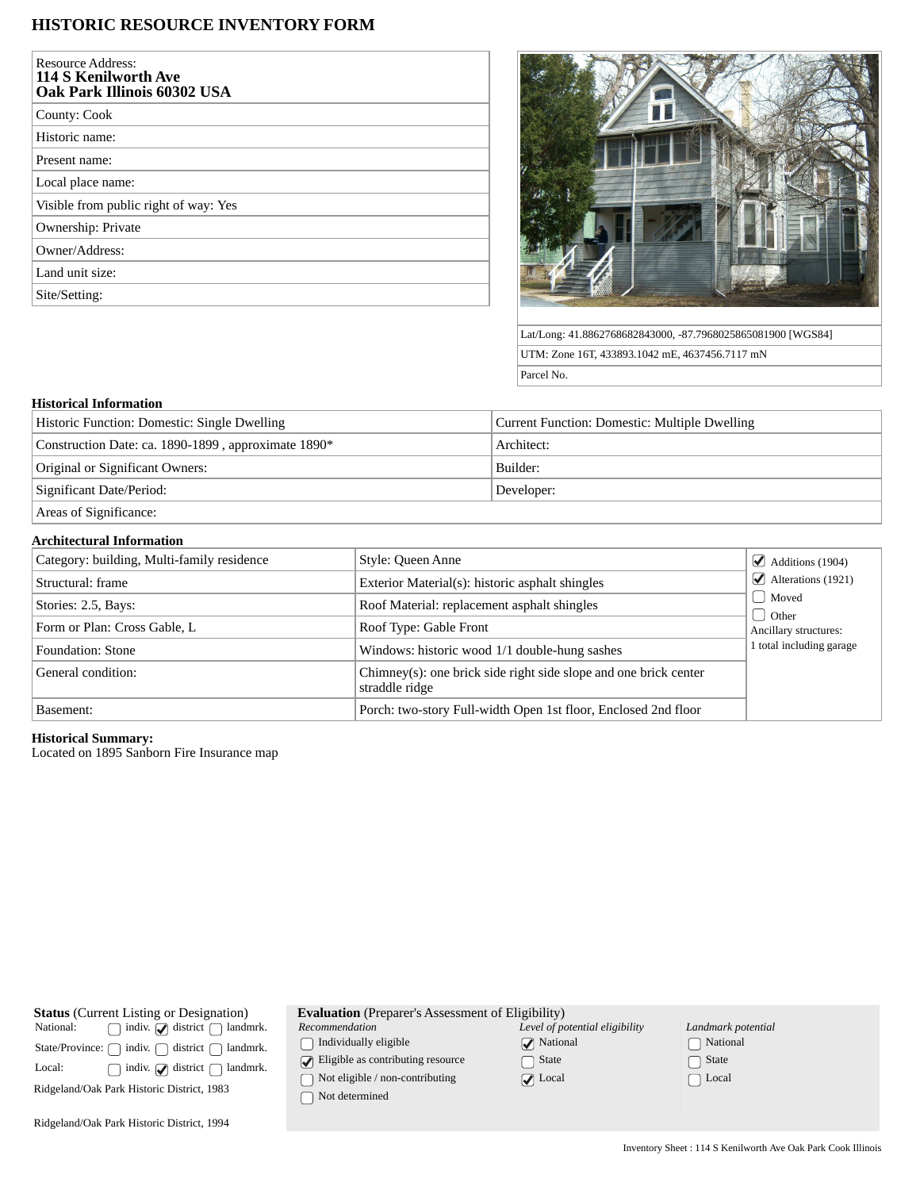# HISTORIC RESOURCE INVENTORY FORM

| Resource Address: **114 S Kenilworth Ave Oak Park Illinois 60302 USA** |
|---|
| County: Cook |
| Historic name: |
| Present name: |
| Local place name: |
| Visible from public right of way: Yes |
| Ownership: Private |
| Owner/Address: |
| Land unit size: |
| Site/Setting: |

| Lat/Long: 41.8862768682843000, -87.7968025865081900 [WGS84] |
|---|
| UTM: Zone 16T, 433893.1042 mE, 4637456.7117 mN |
| Parcel No. |

### Historical Information

| Historic Function: Domestic: Single Dwelling | Current Function: Domestic: Multiple Dwelling |
|---|---|
| Construction Date: ca. 1890-1899 , approximate 1890* | Architect: |
| Original or Significant Owners: | Builder: |
| Significant Date/Period: | Developer: |
| Areas of Significance: | |

### Architectural Information

| Category: building, Multi-family residence | Style: Queen Anne | ☑ Additions (1904) ☑ Alterations (1921) ☐ Moved ☐ Other Ancillary structures: 1 total including garage |
|---|---|---|
| Structural: frame | Exterior Material(s): historic asphalt shingles | |
| Stories: 2.5, Bays: | Roof Material: replacement asphalt shingles | |
| Form or Plan: Cross Gable, L | Roof Type: Gable Front | |
| Foundation: Stone | Windows: historic wood 1/1 double-hung sashes | |
| General condition: | Chimney(s): one brick side right side slope and one brick center straddle ridge | |
| Basement: | Porch: two-story Full-width Open 1st floor, Enclosed 2nd floor | |

**Historical Summary:**
Located on 1895 Sanborn Fire Insurance map

**Status** (Current Listing or Designation)

| | indiv. | district | landmrk. |
|---|---|---|---|
| National: | ☐ | ☑ | ☐ |
| State/Province: | ☐ | ☐ | ☐ |
| Local: | ☐ | ☑ | ☐ |

Ridgeland/Oak Park Historic District, 1983

Ridgeland/Oak Park Historic District, 1994

**Evaluation** (Preparer's Assessment of Eligibility)

| *Recommendation* | *Level of potential eligibility* | *Landmark potential* |
|---|---|---|
| ☐ Individually eligible | ☑ National | ☐ National |
| ☑ Eligible as contributing resource | ☐ State | ☐ State |
| ☐ Not eligible / non-contributing | ☑ Local | ☐ Local |
| ☐ Not determined | | |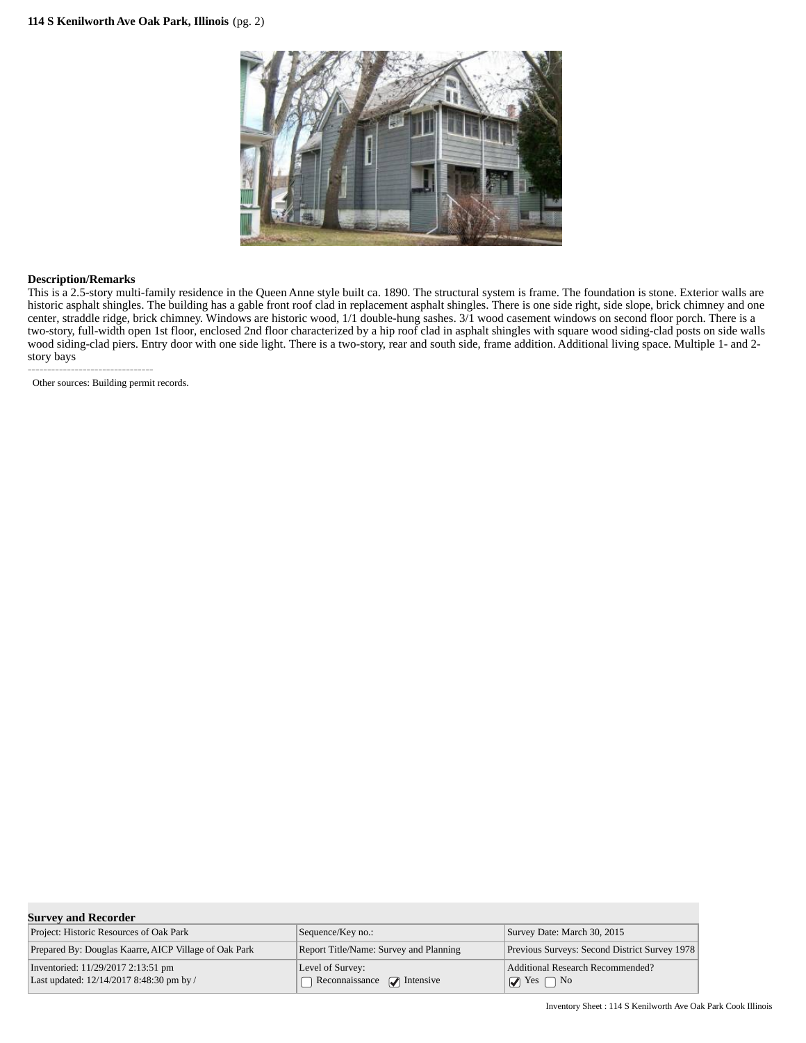**114 S Kenilworth Ave Oak Park, Illinois** (pg. 2)

**Description/Remarks**

This is a 2.5-story multi-family residence in the Queen Anne style built ca. 1890. The structural system is frame. The foundation is stone. Exterior walls are historic asphalt shingles. The building has a gable front roof clad in replacement asphalt shingles. There is one side right, side slope, brick chimney and one center, straddle ridge, brick chimney. Windows are historic wood, 1/1 double-hung sashes. 3/1 wood casement windows on second floor porch. There is a two-story, full-width open 1st floor, enclosed 2nd floor characterized by a hip roof clad in asphalt shingles with square wood siding-clad posts on side walls wood siding-clad piers. Entry door with one side light. There is a two-story, rear and south side, frame addition. Additional living space. Multiple 1- and 2-story bays

---

Other sources: Building permit records.

**Survey and Recorder**

| | | |
|---|---|---|
| Project: Historic Resources of Oak Park | Sequence/Key no.: | Survey Date: March 30, 2015 |
| Prepared By: Douglas Kaarre, AICP Village of Oak Park | Report Title/Name: Survey and Planning | Previous Surveys: Second District Survey 1978 |
| Inventoried: 11/29/2017 2:13:51 pm<br>Last updated: 12/14/2017 8:48:30 pm by / | Level of Survey:<br>☐ Reconnaissance ☑ Intensive | Additional Research Recommended?<br>☑ Yes ☐ No |

Inventory Sheet : 114 S Kenilworth Ave Oak Park Cook Illinois